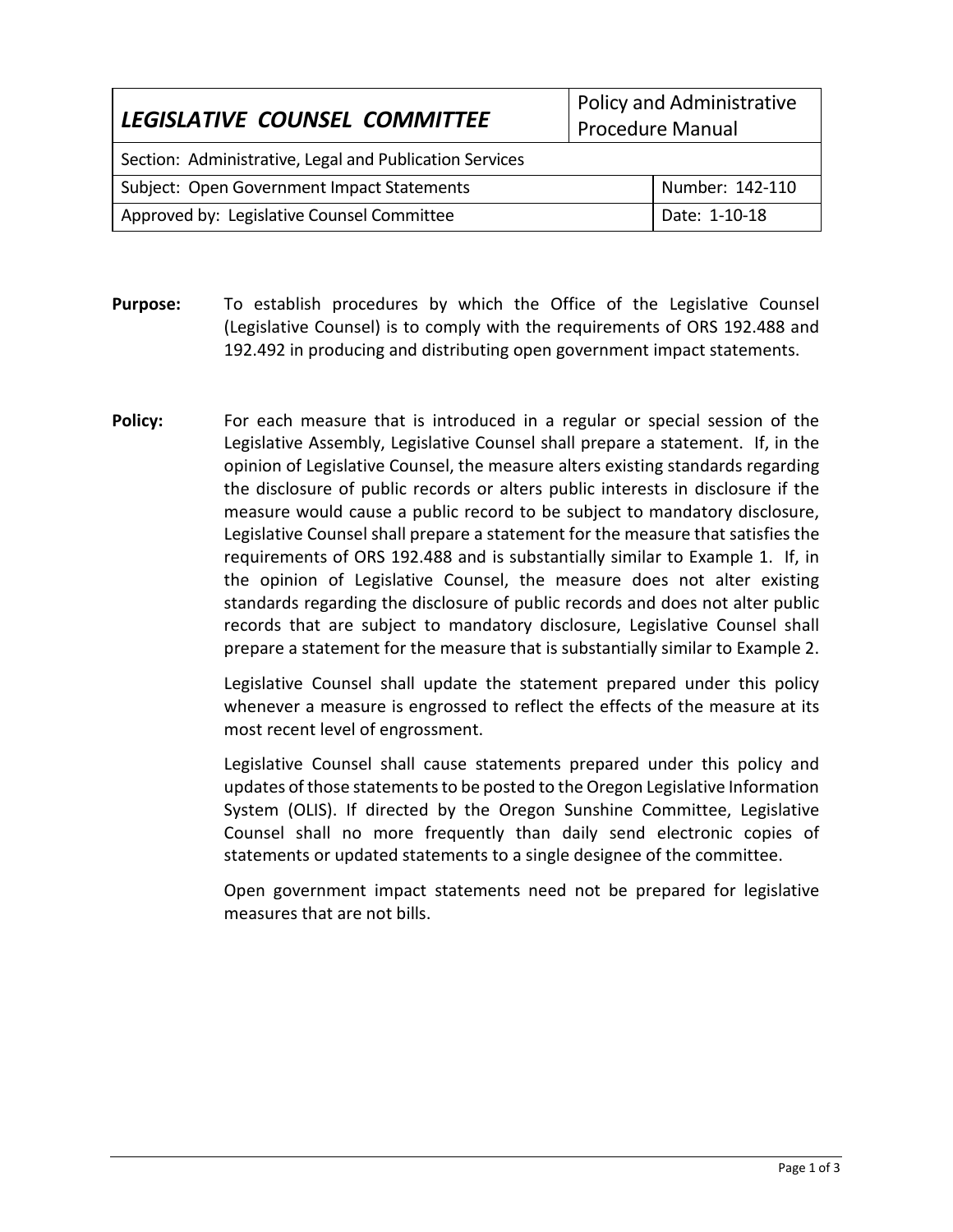| ***LEGISLATIVE COUNSEL COMMITTEE*** | Policy and Administrative Procedure Manual |
|---|---|
| Section: Administrative, Legal and Publication Services | |
| Subject: Open Government Impact Statements | Number: 142-110 |
| Approved by: Legislative Counsel Committee | Date: 1-10-18 |

**Purpose:** To establish procedures by which the Office of the Legislative Counsel (Legislative Counsel) is to comply with the requirements of ORS 192.488 and 192.492 in producing and distributing open government impact statements.

**Policy:** For each measure that is introduced in a regular or special session of the Legislative Assembly, Legislative Counsel shall prepare a statement. If, in the opinion of Legislative Counsel, the measure alters existing standards regarding the disclosure of public records or alters public interests in disclosure if the measure would cause a public record to be subject to mandatory disclosure, Legislative Counsel shall prepare a statement for the measure that satisfies the requirements of ORS 192.488 and is substantially similar to Example 1. If, in the opinion of Legislative Counsel, the measure does not alter existing standards regarding the disclosure of public records and does not alter public records that are subject to mandatory disclosure, Legislative Counsel shall prepare a statement for the measure that is substantially similar to Example 2.

Legislative Counsel shall update the statement prepared under this policy whenever a measure is engrossed to reflect the effects of the measure at its most recent level of engrossment.

Legislative Counsel shall cause statements prepared under this policy and updates of those statements to be posted to the Oregon Legislative Information System (OLIS). If directed by the Oregon Sunshine Committee, Legislative Counsel shall no more frequently than daily send electronic copies of statements or updated statements to a single designee of the committee.

Open government impact statements need not be prepared for legislative measures that are not bills.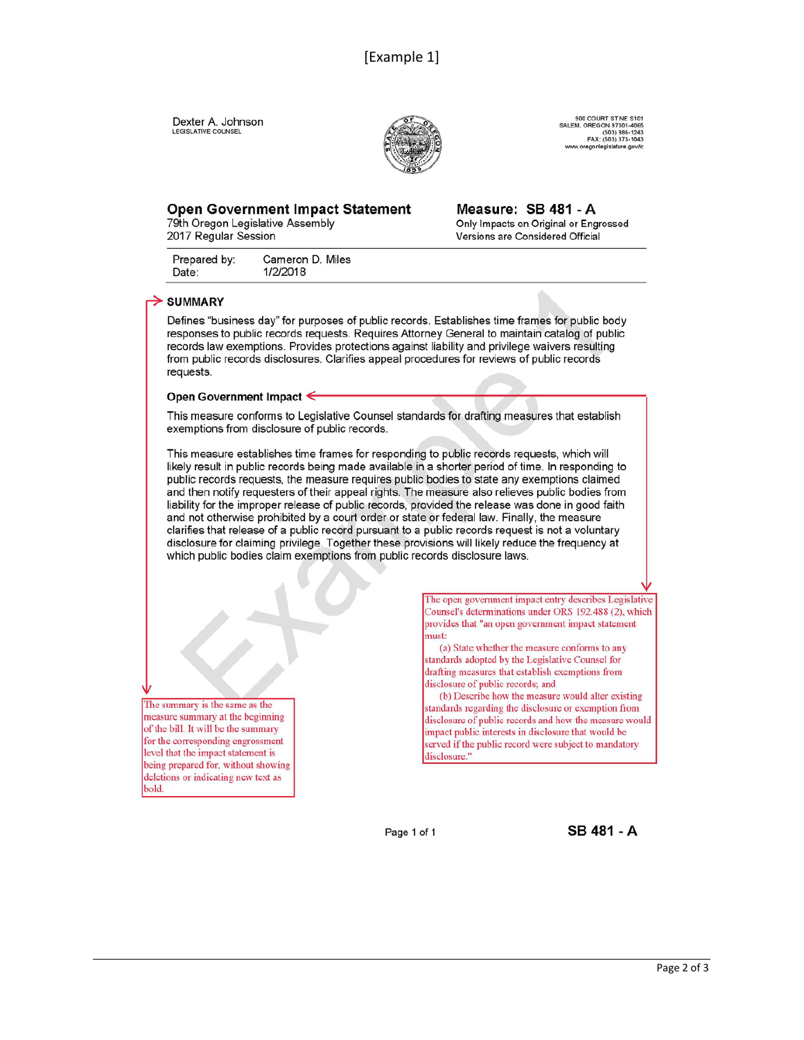[Example 1]

Dexter A. Johnson
LEGISLATIVE COUNSEL

900 COURT ST NE S101
SALEM, OREGON 97301-4065
(503) 986-1243
FAX: (503) 373-1043
www.oregonlegislature.gov/lc

## Open Government Impact Statement

79th Oregon Legislative Assembly
2017 Regular Session

**Measure: SB 481 - A**
Only Impacts on Original or Engrossed Versions are Considered Official

Prepared by: Cameron D. Miles
Date: 1/2/2018

### SUMMARY

Defines "business day" for purposes of public records. Establishes time frames for public body responses to public records requests. Requires Attorney General to maintain catalog of public records law exemptions. Provides protections against liability and privilege waivers resulting from public records disclosures. Clarifies appeal procedures for reviews of public records requests.

### Open Government Impact

This measure conforms to Legislative Counsel standards for drafting measures that establish exemptions from disclosure of public records.

This measure establishes time frames for responding to public records requests, which will likely result in public records being made available in a shorter period of time. In responding to public records requests, the measure requires public bodies to state any exemptions claimed and then notify requesters of their appeal rights. The measure also relieves public bodies from liability for the improper release of public records, provided the release was done in good faith and not otherwise prohibited by a court order or state or federal law. Finally, the measure clarifies that release of a public record pursuant to a public records request is not a voluntary disclosure for claiming privilege. Together these provisions will likely reduce the frequency at which public bodies claim exemptions from public records disclosure laws.

The summary is the same as the measure summary at the beginning of the bill. It will be the summary for the corresponding engrossment level that the impact statement is being prepared for, without showing deletions or indicating new text as bold.

The open government impact entry describes Legislative Counsel's determinations under ORS 192.488 (2), which provides that "an open government impact statement must:

(a) State whether the measure conforms to any standards adopted by the Legislative Counsel for drafting measures that establish exemptions from disclosure of public records; and

(b) Describe how the measure would alter existing standards regarding the disclosure or exemption from disclosure of public records and how the measure would impact public interests in disclosure that would be served if the public record were subject to mandatory disclosure."

Page 1 of 1 **SB 481 - A**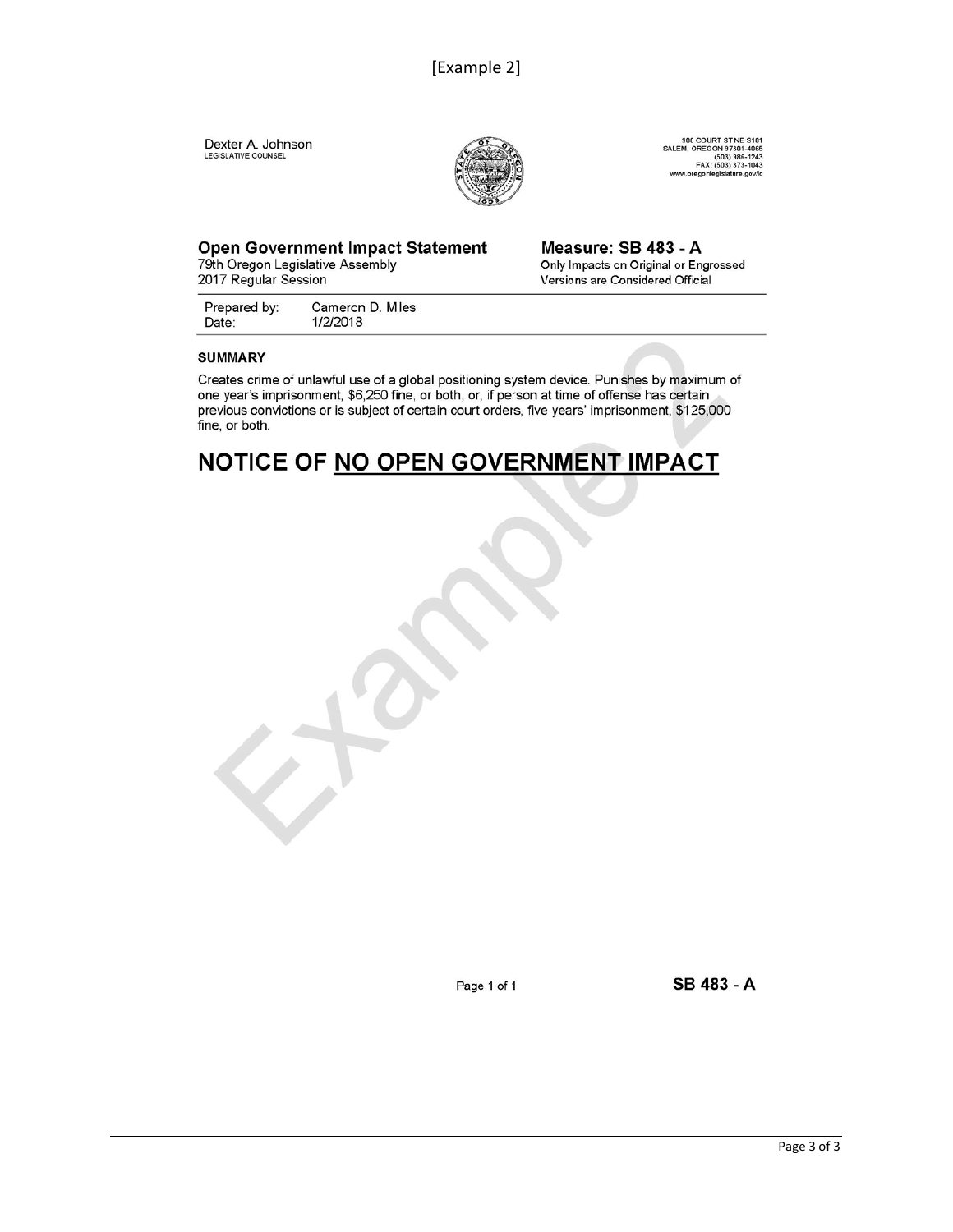[Example 2]

Dexter A. Johnson
LEGISLATIVE COUNSEL

900 COURT ST NE S101
SALEM, OREGON 97301-4065
(503) 986-1243
FAX: (503) 373-1043
www.oregonlegislature.gov/lc

## Open Government Impact Statement

79th Oregon Legislative Assembly
2017 Regular Session

## Measure: SB 483 - A

Only Impacts on Original or Engrossed Versions are Considered Official

| | |
|---|---|
| Prepared by: | Cameron D. Miles |
| Date: | 1/2/2018 |

**SUMMARY**

Creates crime of unlawful use of a global positioning system device. Punishes by maximum of one year's imprisonment, $6,250 fine, or both, or, if person at time of offense has certain previous convictions or is subject of certain court orders, five years' imprisonment, $125,000 fine, or both.

# NOTICE OF NO OPEN GOVERNMENT IMPACT